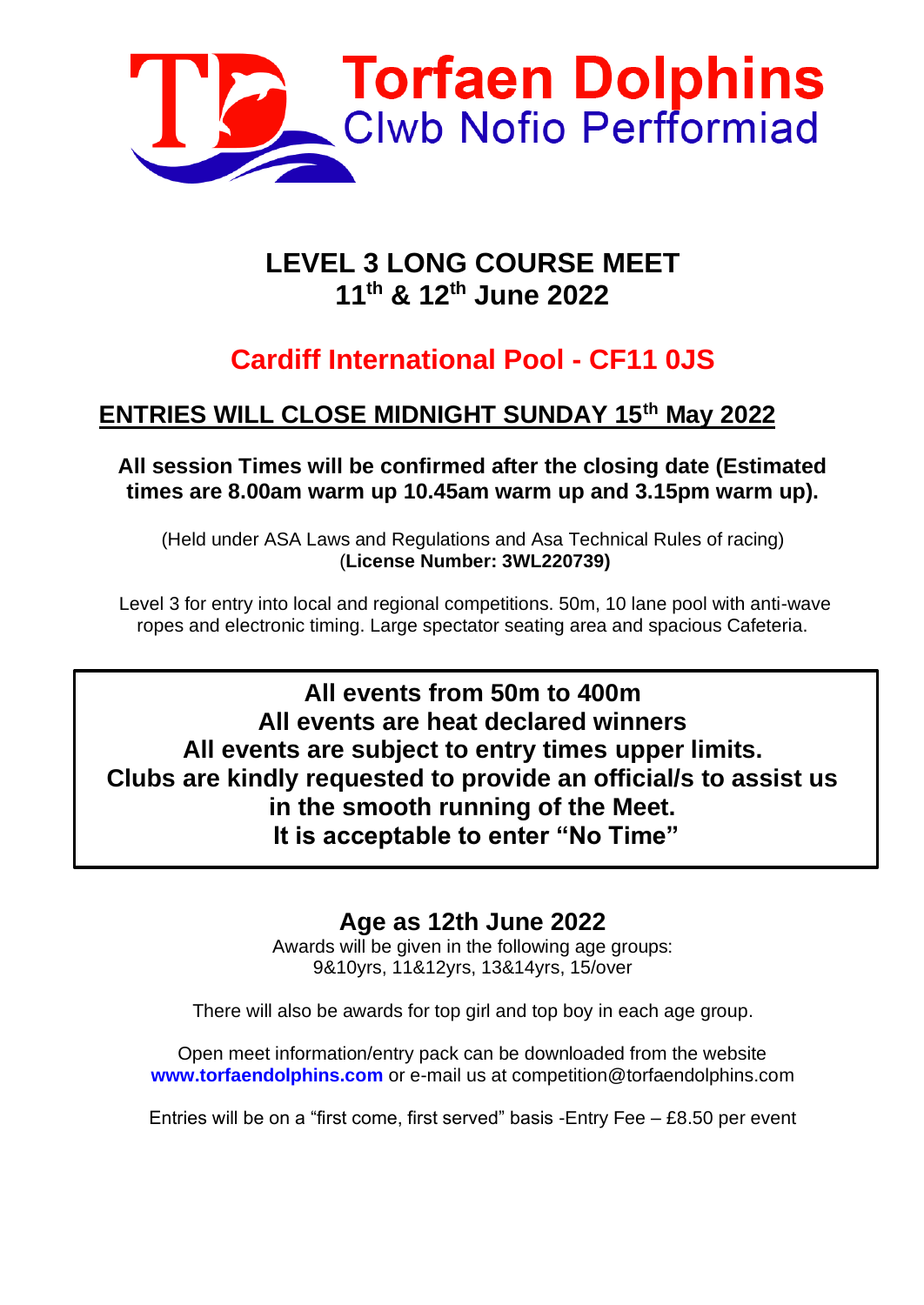# Torfaen Dolphins
## Clwb Nofio Perfformiad

# LEVEL 3 LONG COURSE MEET
# 11th & 12th June 2022

## Cardiff International Pool - CF11 0JS

## ENTRIES WILL CLOSE MIDNIGHT SUNDAY 15th May 2022

**All session Times will be confirmed after the closing date (Estimated times are 8.00am warm up 10.45am warm up and 3.15pm warm up).**

(Held under ASA Laws and Regulations and Asa Technical Rules of racing)
(**License Number: 3WL220739)**

Level 3 for entry into local and regional competitions. 50m, 10 lane pool with anti-wave ropes and electronic timing. Large spectator seating area and spacious Cafeteria.

**All events from 50m to 400m**
**All events are heat declared winners**
**All events are subject to entry times upper limits.**
**Clubs are kindly requested to provide an official/s to assist us in the smooth running of the Meet.**
**It is acceptable to enter "No Time"**

### Age as 12th June 2022

Awards will be given in the following age groups:
9&10yrs, 11&12yrs, 13&14yrs, 15/over

There will also be awards for top girl and top boy in each age group.

Open meet information/entry pack can be downloaded from the website **www.torfaendolphins.com** or e-mail us at competition@torfaendolphins.com

Entries will be on a "first come, first served" basis -Entry Fee – £8.50 per event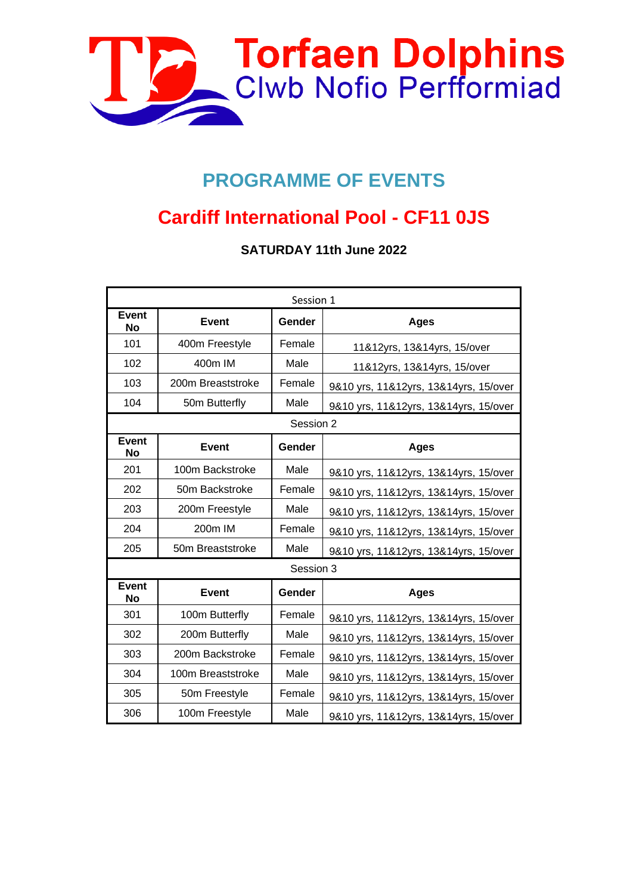# Torfaen Dolphins
## Clwb Nofio Perfformiad

## PROGRAMME OF EVENTS

## Cardiff International Pool - CF11 0JS

**SATURDAY 11th June 2022**

| Session 1 | | | |
|---|---|---|---|
| **Event No** | **Event** | **Gender** | **Ages** |
| 101 | 400m Freestyle | Female | 11&12yrs, 13&14yrs, 15/over |
| 102 | 400m IM | Male | 11&12yrs, 13&14yrs, 15/over |
| 103 | 200m Breaststroke | Female | 9&10 yrs, 11&12yrs, 13&14yrs, 15/over |
| 104 | 50m Butterfly | Male | 9&10 yrs, 11&12yrs, 13&14yrs, 15/over |
| Session 2 | | | |
| **Event No** | **Event** | **Gender** | **Ages** |
| 201 | 100m Backstroke | Male | 9&10 yrs, 11&12yrs, 13&14yrs, 15/over |
| 202 | 50m Backstroke | Female | 9&10 yrs, 11&12yrs, 13&14yrs, 15/over |
| 203 | 200m Freestyle | Male | 9&10 yrs, 11&12yrs, 13&14yrs, 15/over |
| 204 | 200m IM | Female | 9&10 yrs, 11&12yrs, 13&14yrs, 15/over |
| 205 | 50m Breaststroke | Male | 9&10 yrs, 11&12yrs, 13&14yrs, 15/over |
| Session 3 | | | |
| **Event No** | **Event** | **Gender** | **Ages** |
| 301 | 100m Butterfly | Female | 9&10 yrs, 11&12yrs, 13&14yrs, 15/over |
| 302 | 200m Butterfly | Male | 9&10 yrs, 11&12yrs, 13&14yrs, 15/over |
| 303 | 200m Backstroke | Female | 9&10 yrs, 11&12yrs, 13&14yrs, 15/over |
| 304 | 100m Breaststroke | Male | 9&10 yrs, 11&12yrs, 13&14yrs, 15/over |
| 305 | 50m Freestyle | Female | 9&10 yrs, 11&12yrs, 13&14yrs, 15/over |
| 306 | 100m Freestyle | Male | 9&10 yrs, 11&12yrs, 13&14yrs, 15/over |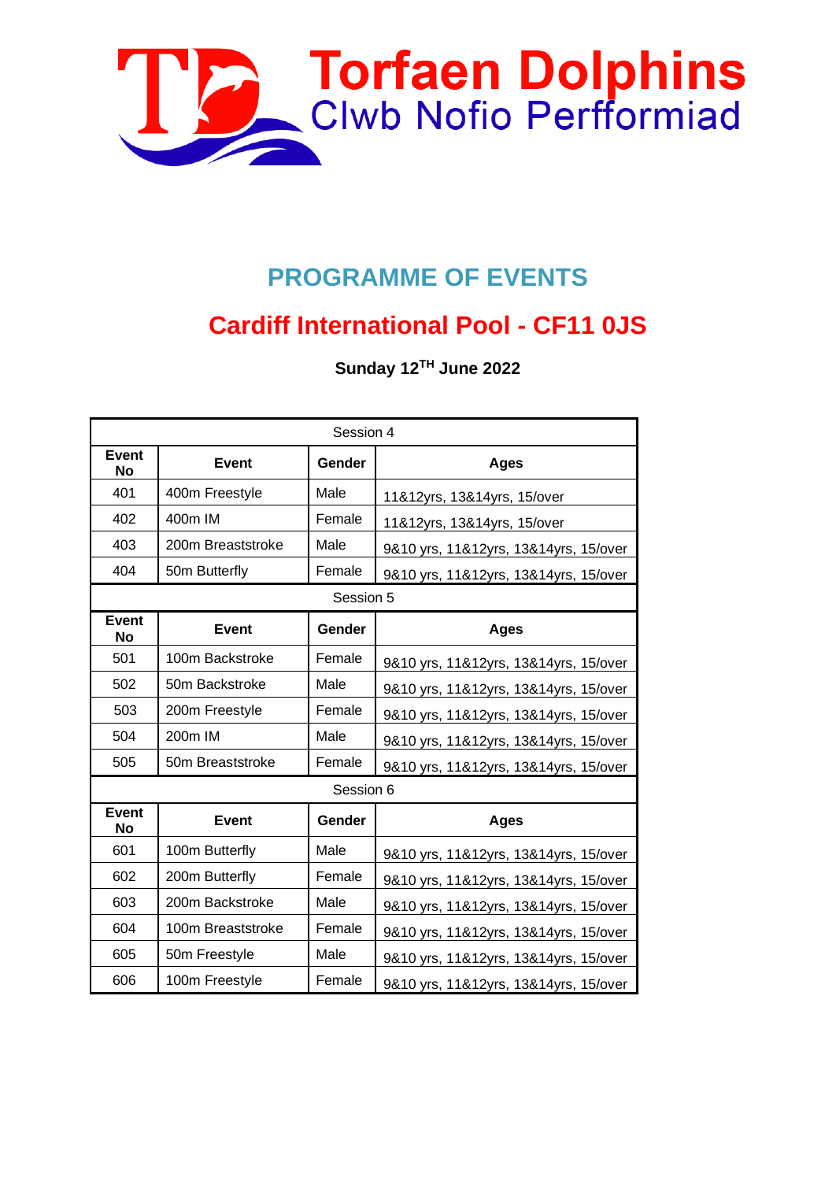# Torfaen Dolphins
Clwb Nofio Perfformiad

## PROGRAMME OF EVENTS

## Cardiff International Pool - CF11 0JS

**Sunday 12TH June 2022**

| Session 4 | | | |
|---|---|---|---|
| **Event No** | **Event** | **Gender** | **Ages** |
| 401 | 400m Freestyle | Male | 11&12yrs, 13&14yrs, 15/over |
| 402 | 400m IM | Female | 11&12yrs, 13&14yrs, 15/over |
| 403 | 200m Breaststroke | Male | 9&10 yrs, 11&12yrs, 13&14yrs, 15/over |
| 404 | 50m Butterfly | Female | 9&10 yrs, 11&12yrs, 13&14yrs, 15/over |
| Session 5 | | | |
| **Event No** | **Event** | **Gender** | **Ages** |
| 501 | 100m Backstroke | Female | 9&10 yrs, 11&12yrs, 13&14yrs, 15/over |
| 502 | 50m Backstroke | Male | 9&10 yrs, 11&12yrs, 13&14yrs, 15/over |
| 503 | 200m Freestyle | Female | 9&10 yrs, 11&12yrs, 13&14yrs, 15/over |
| 504 | 200m IM | Male | 9&10 yrs, 11&12yrs, 13&14yrs, 15/over |
| 505 | 50m Breaststroke | Female | 9&10 yrs, 11&12yrs, 13&14yrs, 15/over |
| Session 6 | | | |
| **Event No** | **Event** | **Gender** | **Ages** |
| 601 | 100m Butterfly | Male | 9&10 yrs, 11&12yrs, 13&14yrs, 15/over |
| 602 | 200m Butterfly | Female | 9&10 yrs, 11&12yrs, 13&14yrs, 15/over |
| 603 | 200m Backstroke | Male | 9&10 yrs, 11&12yrs, 13&14yrs, 15/over |
| 604 | 100m Breaststroke | Female | 9&10 yrs, 11&12yrs, 13&14yrs, 15/over |
| 605 | 50m Freestyle | Male | 9&10 yrs, 11&12yrs, 13&14yrs, 15/over |
| 606 | 100m Freestyle | Female | 9&10 yrs, 11&12yrs, 13&14yrs, 15/over |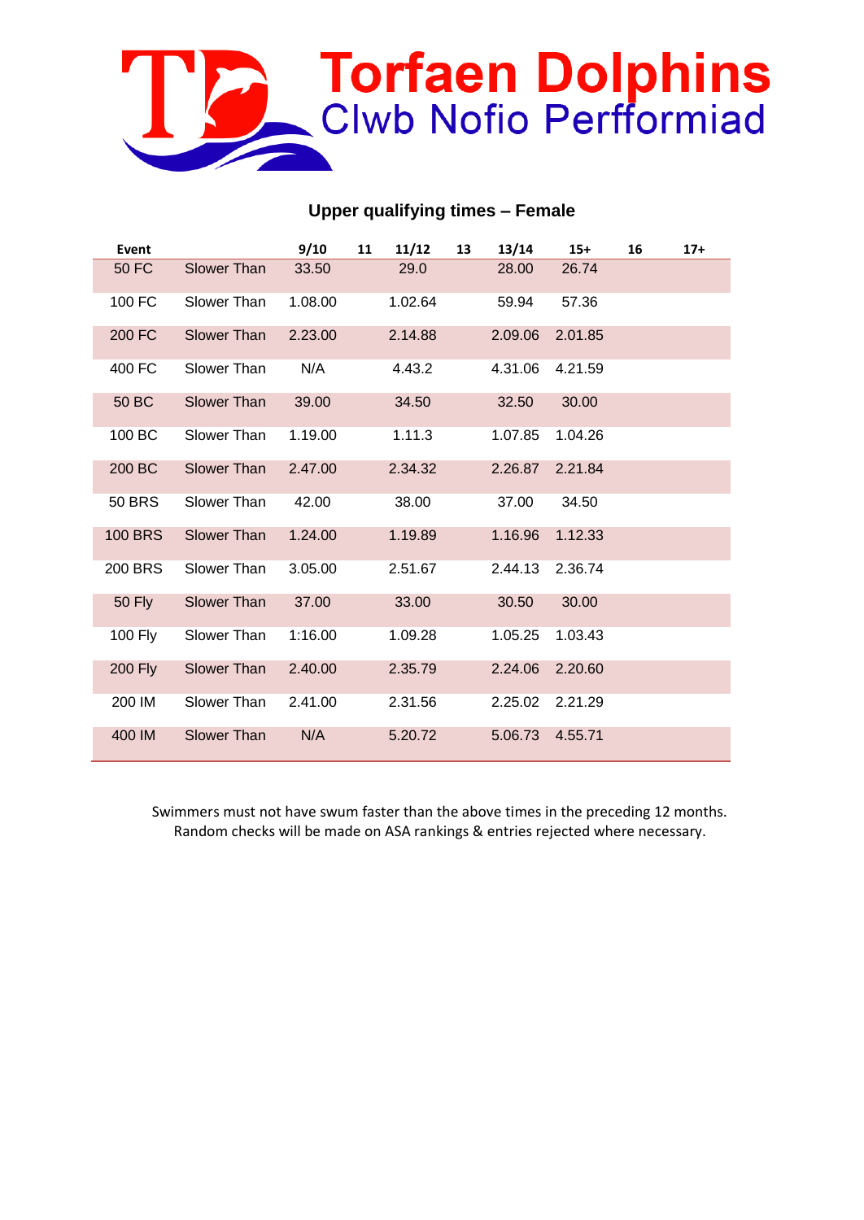# Torfaen Dolphins
## Clwb Nofio Perfformiad

### Upper qualifying times – Female

| Event | | 9/10 | 11 | 11/12 | 13 | 13/14 | 15+ | 16 | 17+ |
|---|---|---|---|---|---|---|---|---|---|
| 50 FC | Slower Than | 33.50 | | 29.0 | | 28.00 | 26.74 | | |
| 100 FC | Slower Than | 1.08.00 | | 1.02.64 | | 59.94 | 57.36 | | |
| 200 FC | Slower Than | 2.23.00 | | 2.14.88 | | 2.09.06 | 2.01.85 | | |
| 400 FC | Slower Than | N/A | | 4.43.2 | | 4.31.06 | 4.21.59 | | |
| 50 BC | Slower Than | 39.00 | | 34.50 | | 32.50 | 30.00 | | |
| 100 BC | Slower Than | 1.19.00 | | 1.11.3 | | 1.07.85 | 1.04.26 | | |
| 200 BC | Slower Than | 2.47.00 | | 2.34.32 | | 2.26.87 | 2.21.84 | | |
| 50 BRS | Slower Than | 42.00 | | 38.00 | | 37.00 | 34.50 | | |
| 100 BRS | Slower Than | 1.24.00 | | 1.19.89 | | 1.16.96 | 1.12.33 | | |
| 200 BRS | Slower Than | 3.05.00 | | 2.51.67 | | 2.44.13 | 2.36.74 | | |
| 50 Fly | Slower Than | 37.00 | | 33.00 | | 30.50 | 30.00 | | |
| 100 Fly | Slower Than | 1:16.00 | | 1.09.28 | | 1.05.25 | 1.03.43 | | |
| 200 Fly | Slower Than | 2.40.00 | | 2.35.79 | | 2.24.06 | 2.20.60 | | |
| 200 IM | Slower Than | 2.41.00 | | 2.31.56 | | 2.25.02 | 2.21.29 | | |
| 400 IM | Slower Than | N/A | | 5.20.72 | | 5.06.73 | 4.55.71 | | |

Swimmers must not have swum faster than the above times in the preceding 12 months.
Random checks will be made on ASA rankings & entries rejected where necessary.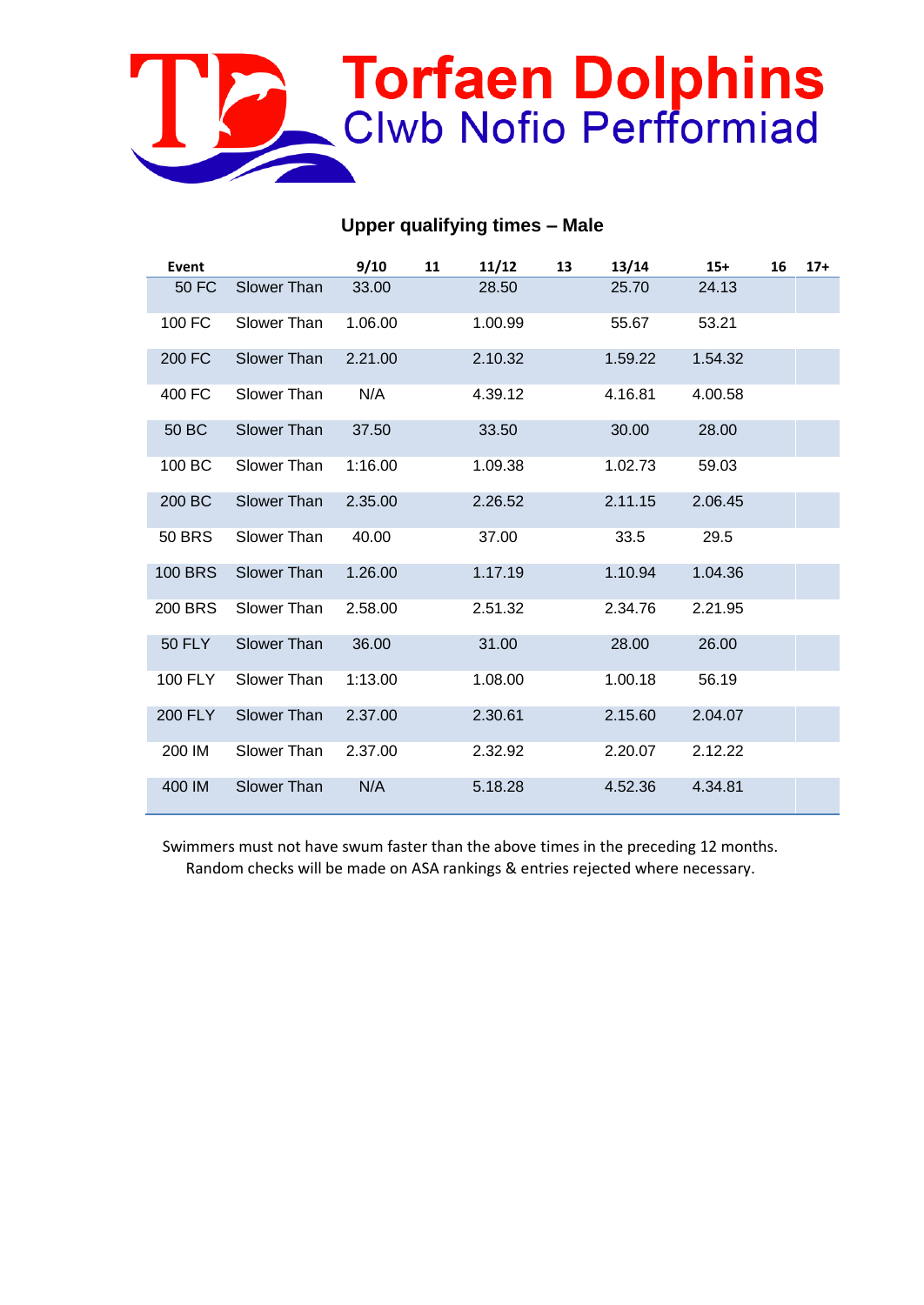# Torfaen Dolphins
## Clwb Nofio Perfformiad

### Upper qualifying times – Male

| Event | | 9/10 | 11 | 11/12 | 13 | 13/14 | 15+ | 16 | 17+ |
|---|---|---|---|---|---|---|---|---|---|
| 50 FC | Slower Than | 33.00 | | 28.50 | | 25.70 | 24.13 | | |
| 100 FC | Slower Than | 1.06.00 | | 1.00.99 | | 55.67 | 53.21 | | |
| 200 FC | Slower Than | 2.21.00 | | 2.10.32 | | 1.59.22 | 1.54.32 | | |
| 400 FC | Slower Than | N/A | | 4.39.12 | | 4.16.81 | 4.00.58 | | |
| 50 BC | Slower Than | 37.50 | | 33.50 | | 30.00 | 28.00 | | |
| 100 BC | Slower Than | 1:16.00 | | 1.09.38 | | 1.02.73 | 59.03 | | |
| 200 BC | Slower Than | 2.35.00 | | 2.26.52 | | 2.11.15 | 2.06.45 | | |
| 50 BRS | Slower Than | 40.00 | | 37.00 | | 33.5 | 29.5 | | |
| 100 BRS | Slower Than | 1.26.00 | | 1.17.19 | | 1.10.94 | 1.04.36 | | |
| 200 BRS | Slower Than | 2.58.00 | | 2.51.32 | | 2.34.76 | 2.21.95 | | |
| 50 FLY | Slower Than | 36.00 | | 31.00 | | 28.00 | 26.00 | | |
| 100 FLY | Slower Than | 1:13.00 | | 1.08.00 | | 1.00.18 | 56.19 | | |
| 200 FLY | Slower Than | 2.37.00 | | 2.30.61 | | 2.15.60 | 2.04.07 | | |
| 200 IM | Slower Than | 2.37.00 | | 2.32.92 | | 2.20.07 | 2.12.22 | | |
| 400 IM | Slower Than | N/A | | 5.18.28 | | 4.52.36 | 4.34.81 | | |

Swimmers must not have swum faster than the above times in the preceding 12 months. Random checks will be made on ASA rankings & entries rejected where necessary.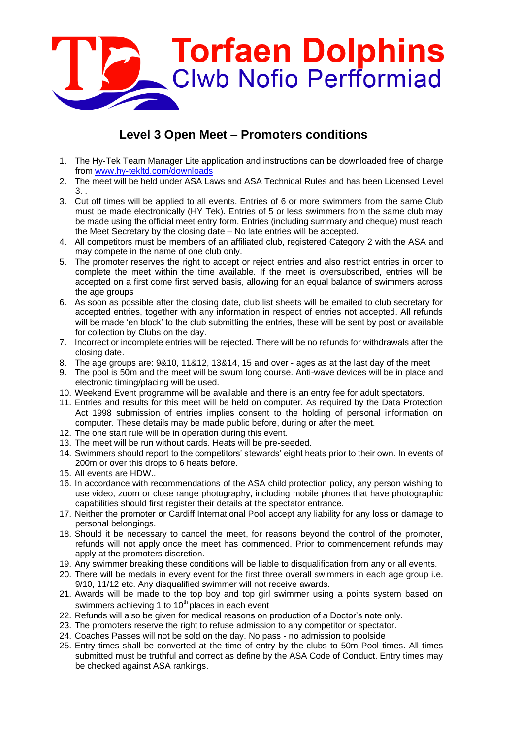# Torfaen Dolphins
## Clwb Nofio Perfformiad

## Level 3 Open Meet – Promoters conditions

1. The Hy-Tek Team Manager Lite application and instructions can be downloaded free of charge from [www.hy-tekltd.com/downloads](http://www.hy-tekltd.com/downloads)
2. The meet will be held under ASA Laws and ASA Technical Rules and has been Licensed Level 3. .
3. Cut off times will be applied to all events. Entries of 6 or more swimmers from the same Club must be made electronically (HY Tek). Entries of 5 or less swimmers from the same club may be made using the official meet entry form. Entries (including summary and cheque) must reach the Meet Secretary by the closing date – No late entries will be accepted.
4. All competitors must be members of an affiliated club, registered Category 2 with the ASA and may compete in the name of one club only.
5. The promoter reserves the right to accept or reject entries and also restrict entries in order to complete the meet within the time available. If the meet is oversubscribed, entries will be accepted on a first come first served basis, allowing for an equal balance of swimmers across the age groups
6. As soon as possible after the closing date, club list sheets will be emailed to club secretary for accepted entries, together with any information in respect of entries not accepted. All refunds will be made 'en block' to the club submitting the entries, these will be sent by post or available for collection by Clubs on the day.
7. Incorrect or incomplete entries will be rejected. There will be no refunds for withdrawals after the closing date.
8. The age groups are: 9&10, 11&12, 13&14, 15 and over - ages as at the last day of the meet
9. The pool is 50m and the meet will be swum long course. Anti-wave devices will be in place and electronic timing/placing will be used.
10. Weekend Event programme will be available and there is an entry fee for adult spectators.
11. Entries and results for this meet will be held on computer. As required by the Data Protection Act 1998 submission of entries implies consent to the holding of personal information on computer. These details may be made public before, during or after the meet.
12. The one start rule will be in operation during this event.
13. The meet will be run without cards. Heats will be pre-seeded.
14. Swimmers should report to the competitors' stewards' eight heats prior to their own. In events of 200m or over this drops to 6 heats before.
15. All events are HDW..
16. In accordance with recommendations of the ASA child protection policy, any person wishing to use video, zoom or close range photography, including mobile phones that have photographic capabilities should first register their details at the spectator entrance.
17. Neither the promoter or Cardiff International Pool accept any liability for any loss or damage to personal belongings.
18. Should it be necessary to cancel the meet, for reasons beyond the control of the promoter, refunds will not apply once the meet has commenced. Prior to commencement refunds may apply at the promoters discretion.
19. Any swimmer breaking these conditions will be liable to disqualification from any or all events.
20. There will be medals in every event for the first three overall swimmers in each age group i.e. 9/10, 11/12 etc. Any disqualified swimmer will not receive awards.
21. Awards will be made to the top boy and top girl swimmer using a points system based on swimmers achieving 1 to 10th places in each event
22. Refunds will also be given for medical reasons on production of a Doctor's note only.
23. The promoters reserve the right to refuse admission to any competitor or spectator.
24. Coaches Passes will not be sold on the day. No pass - no admission to poolside
25. Entry times shall be converted at the time of entry by the clubs to 50m Pool times. All times submitted must be truthful and correct as define by the ASA Code of Conduct. Entry times may be checked against ASA rankings.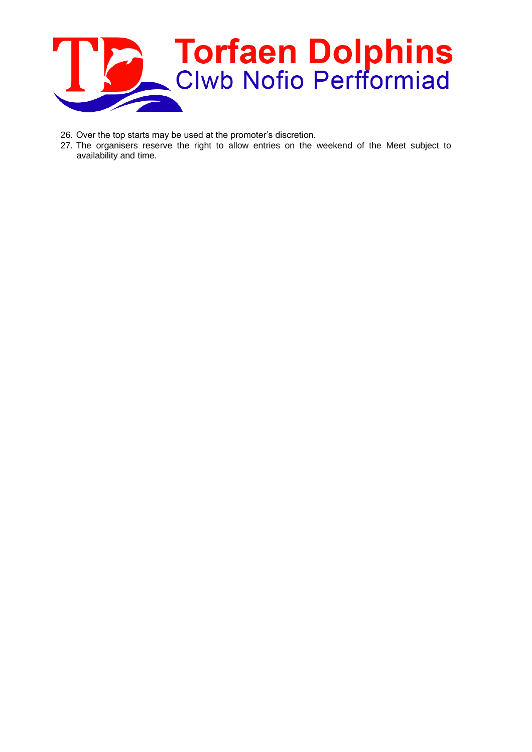26. Over the top starts may be used at the promoter's discretion.
27. The organisers reserve the right to allow entries on the weekend of the Meet subject to availability and time.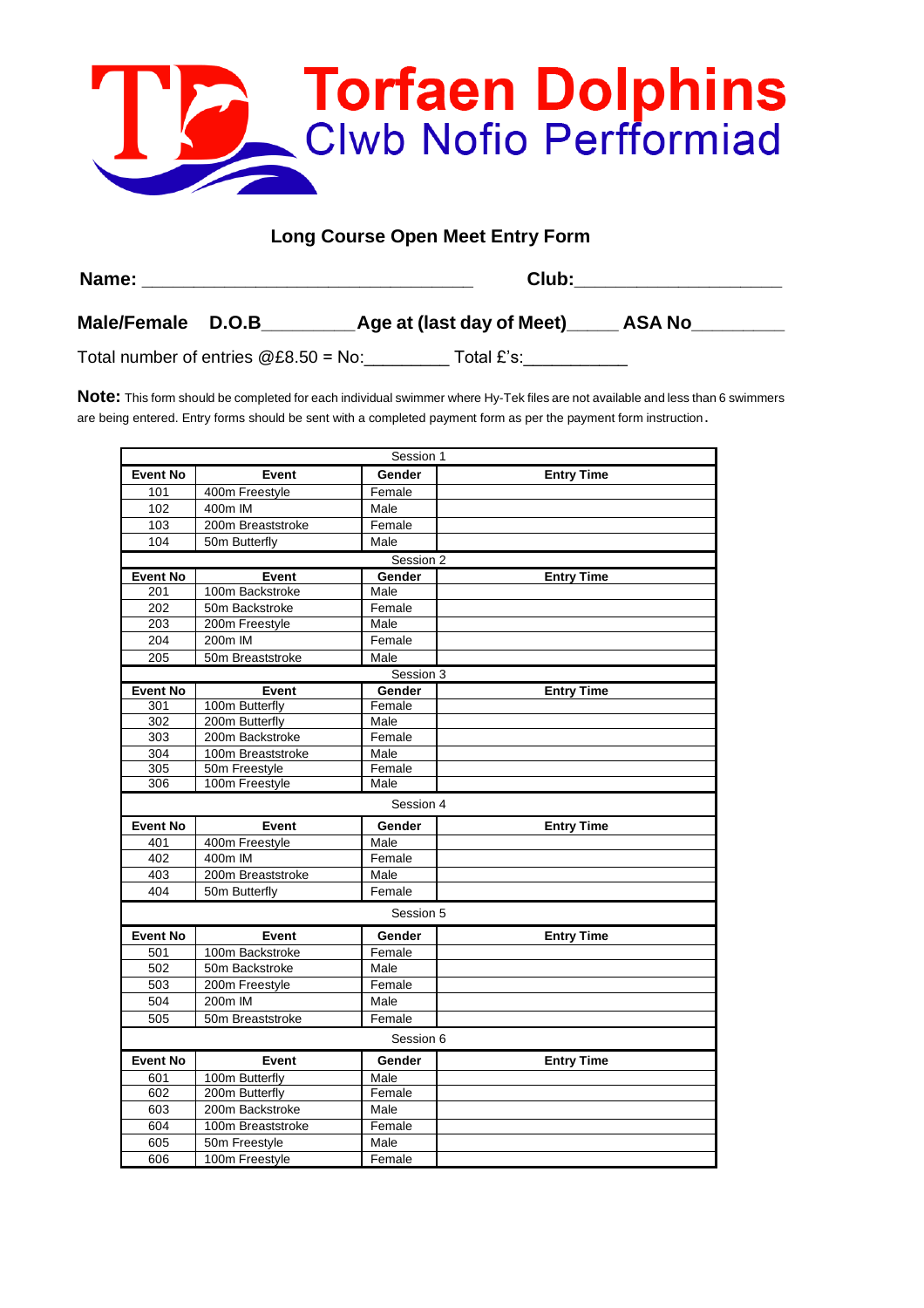# Torfaen Dolphins
## Clwb Nofio Perfformiad

### Long Course Open Meet Entry Form

**Name:** ________________________________ **Club:** ____________________

**Male/Female** **D.O.B**_________**Age at (last day of Meet)**_____ **ASA No**_________

Total number of entries @£8.50 = No:_________ Total £'s:___________

**Note:** This form should be completed for each individual swimmer where Hy-Tek files are not available and less than 6 swimmers are being entered. Entry forms should be sent with a completed payment form as per the payment form instruction.

| Session 1 | | | |
|---|---|---|---|
| **Event No** | **Event** | **Gender** | **Entry Time** |
| 101 | 400m Freestyle | Female | |
| 102 | 400m IM | Male | |
| 103 | 200m Breaststroke | Female | |
| 104 | 50m Butterfly | Male | |
| Session 2 | | | |
| **Event No** | **Event** | **Gender** | **Entry Time** |
| 201 | 100m Backstroke | Male | |
| 202 | 50m Backstroke | Female | |
| 203 | 200m Freestyle | Male | |
| 204 | 200m IM | Female | |
| 205 | 50m Breaststroke | Male | |
| Session 3 | | | |
| **Event No** | **Event** | **Gender** | **Entry Time** |
| 301 | 100m Butterfly | Female | |
| 302 | 200m Butterfly | Male | |
| 303 | 200m Backstroke | Female | |
| 304 | 100m Breaststroke | Male | |
| 305 | 50m Freestyle | Female | |
| 306 | 100m Freestyle | Male | |
| Session 4 | | | |
| **Event No** | **Event** | **Gender** | **Entry Time** |
| 401 | 400m Freestyle | Male | |
| 402 | 400m IM | Female | |
| 403 | 200m Breaststroke | Male | |
| 404 | 50m Butterfly | Female | |
| Session 5 | | | |
| **Event No** | **Event** | **Gender** | **Entry Time** |
| 501 | 100m Backstroke | Female | |
| 502 | 50m Backstroke | Male | |
| 503 | 200m Freestyle | Female | |
| 504 | 200m IM | Male | |
| 505 | 50m Breaststroke | Female | |
| Session 6 | | | |
| **Event No** | **Event** | **Gender** | **Entry Time** |
| 601 | 100m Butterfly | Male | |
| 602 | 200m Butterfly | Female | |
| 603 | 200m Backstroke | Male | |
| 604 | 100m Breaststroke | Female | |
| 605 | 50m Freestyle | Male | |
| 606 | 100m Freestyle | Female | |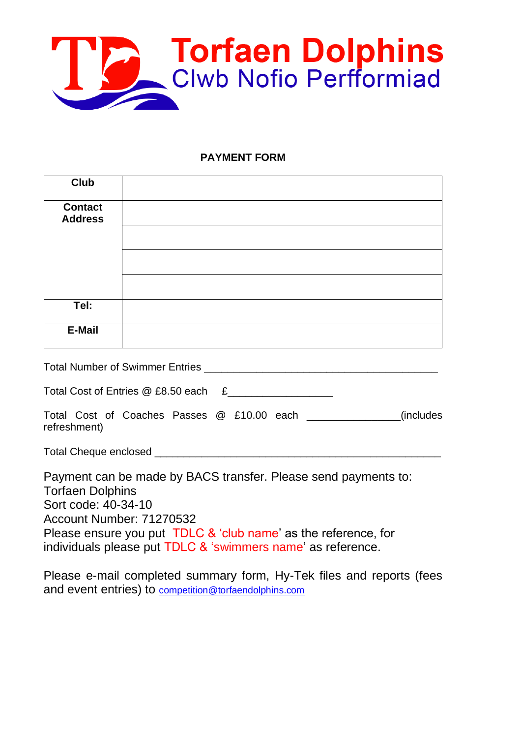# Torfaen Dolphins
## Clwb Nofio Perfformiad

**PAYMENT FORM**

| **Club** | |
|---|---|
| **Contact Address** | |
| | |
| | |
| | |
| **Tel:** | |
| **E-Mail** | |

Total Number of Swimmer Entries ________________________________________

Total Cost of Entries @ £8.50 each £_________________

Total Cost of Coaches Passes @ £10.00 each _______________(includes refreshment)

Total Cheque enclosed _________________________________________________

Payment can be made by BACS transfer. Please send payments to:
Torfaen Dolphins
Sort code: 40-34-10
Account Number: 71270532
Please ensure you put TDLC & 'club name' as the reference, for individuals please put TDLC & 'swimmers name' as reference.

Please e-mail completed summary form, Hy-Tek files and reports (fees and event entries) to competition@torfaendolphins.com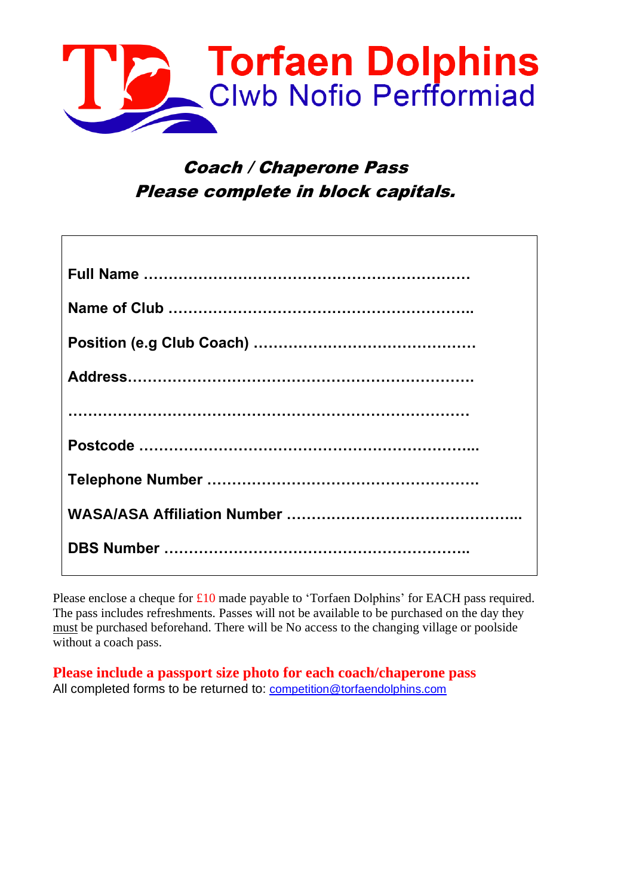# Torfaen Dolphins
Clwb Nofio Perfformiad

## *Coach / Chaperone Pass*
## *Please complete in block capitals.*

**Full Name** ………………………………………………………

**Name of Club** …………………………………………………..

**Position (e.g Club Coach)** ……………………………………

**Address**…………………………………………………………

…………………………………………………………………

**Postcode** ………………………………………………………...

**Telephone Number** ……………………………………………

**WASA/ASA Affiliation Number** ………………………………………..

**DBS Number** …………………………………………………..

Please enclose a cheque for £10 made payable to 'Torfaen Dolphins' for EACH pass required. The pass includes refreshments. Passes will not be available to be purchased on the day they must be purchased beforehand. There will be No access to the changing village or poolside without a coach pass.

**Please include a passport size photo for each coach/chaperone pass**

All completed forms to be returned to: competition@torfaendolphins.com